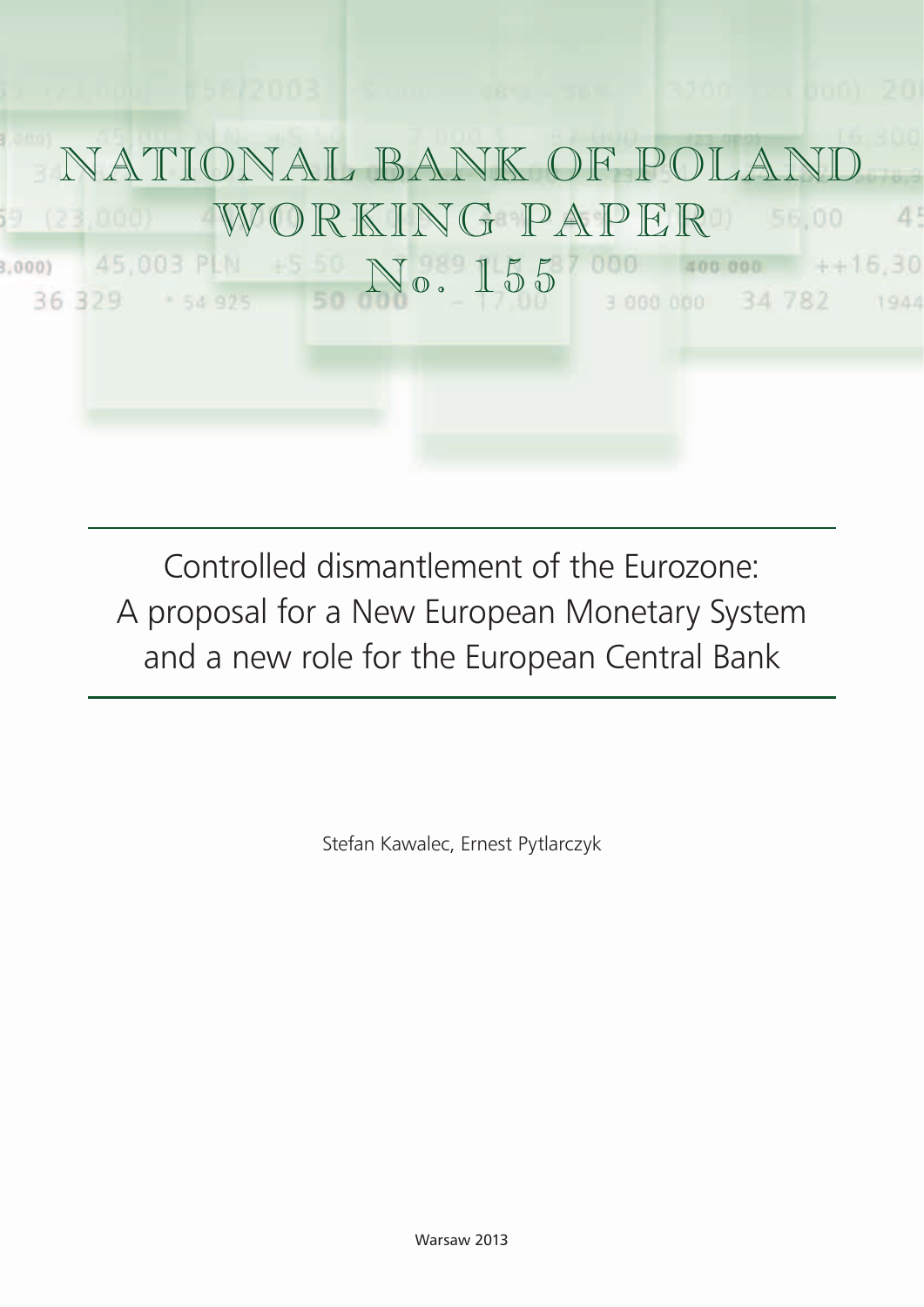# NATIONAL BANK OF POLAND WORKING PAPER No. 155

## Controlled dismantlement of the Eurozone: A proposal for a New European Monetary System and a new role for the European Central Bank

Stefan Kawalec, Ernest Pytlarczyk

Warsaw 2013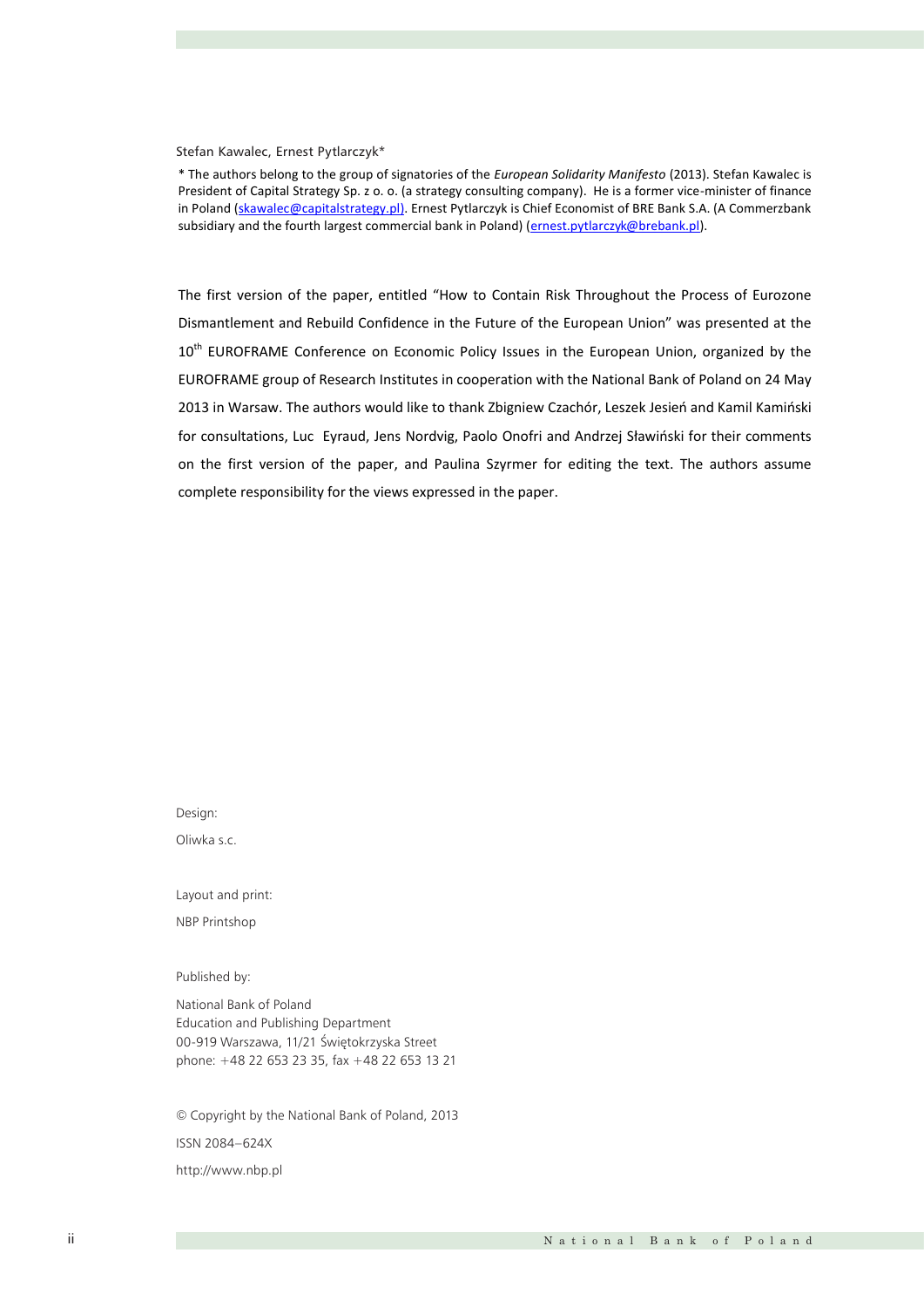Stefan Kawalec, Ernest Pytlarczyk*

* The authors belong to the group of signatories of the *European Solidarity Manifesto* (2013). Stefan Kawalec is President of Capital Strategy Sp. z o. o. (a strategy consulting company). He is a former vice-minister of finance in Poland (skawalec@capitalstrategy.pl). Ernest Pytlarczyk is Chief Economist of BRE Bank S.A. (A Commerzbank subsidiary and the fourth largest commercial bank in Poland) (ernest.pytlarczyk@brebank.pl).

The first version of the paper, entitled "How to Contain Risk Throughout the Process of Eurozone Dismantlement and Rebuild Confidence in the Future of the European Union" was presented at the 10th EUROFRAME Conference on Economic Policy Issues in the European Union, organized by the EUROFRAME group of Research Institutes in cooperation with the National Bank of Poland on 24 May 2013 in Warsaw. The authors would like to thank Zbigniew Czachór, Leszek Jesień and Kamil Kamiński for consultations, Luc Eyraud, Jens Nordvig, Paolo Onofri and Andrzej Sławiński for their comments on the first version of the paper, and Paulina Szyrmer for editing the text. The authors assume complete responsibility for the views expressed in the paper.

Design:

Oliwka s.c.

Layout and print:

NBP Printshop

Published by:

National Bank of Poland
Education and Publishing Department
00-919 Warszawa, 11/21 Świętokrzyska Street
phone: +48 22 653 23 35, fax +48 22 653 13 21

© Copyright by the National Bank of Poland, 2013

ISSN 2084–624X

http://www.nbp.pl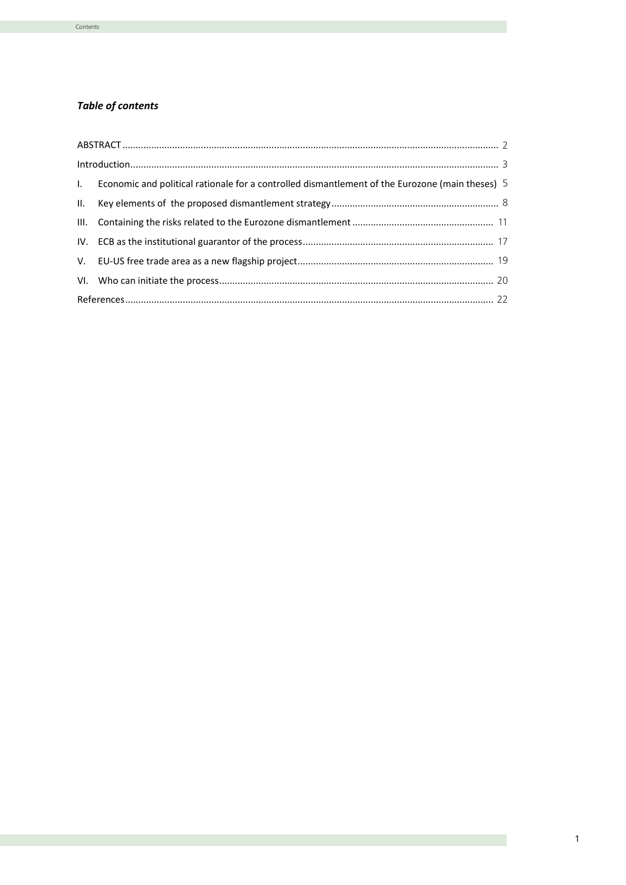## *Table of contents*

- ABSTRACT ........ 2
- Introduction ........ 3
- I. Economic and political rationale for a controlled dismantlement of the Eurozone (main theses) ........ 5
- II. Key elements of the proposed dismantlement strategy ........ 8
- III. Containing the risks related to the Eurozone dismantlement ........ 11
- IV. ECB as the institutional guarantor of the process ........ 17
- V. EU-US free trade area as a new flagship project ........ 19
- VI. Who can initiate the process ........ 20
- References ........ 22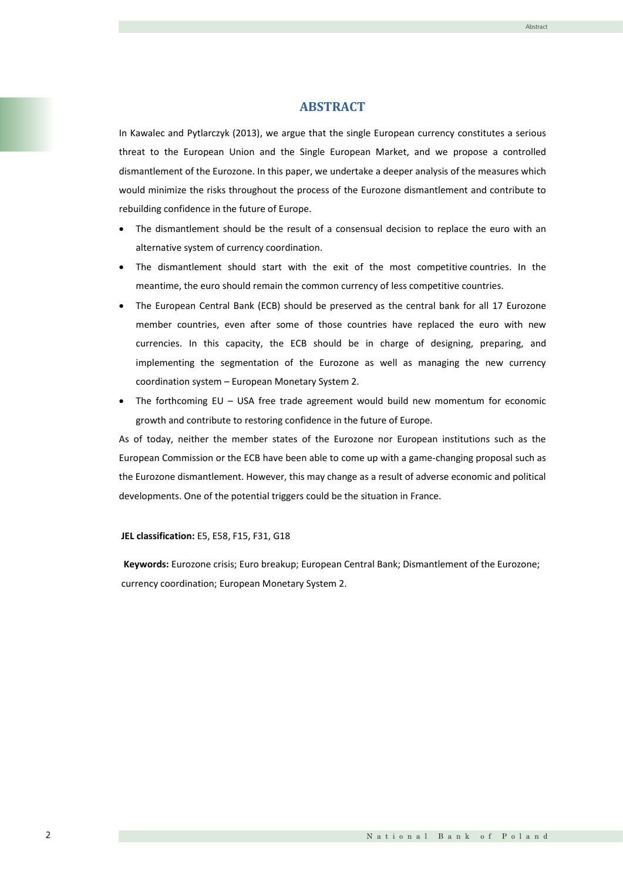## ABSTRACT

In Kawalec and Pytlarczyk (2013), we argue that the single European currency constitutes a serious threat to the European Union and the Single European Market, and we propose a controlled dismantlement of the Eurozone. In this paper, we undertake a deeper analysis of the measures which would minimize the risks throughout the process of the Eurozone dismantlement and contribute to rebuilding confidence in the future of Europe.

- The dismantlement should be the result of a consensual decision to replace the euro with an alternative system of currency coordination.
- The dismantlement should start with the exit of the most competitive countries. In the meantime, the euro should remain the common currency of less competitive countries.
- The European Central Bank (ECB) should be preserved as the central bank for all 17 Eurozone member countries, even after some of those countries have replaced the euro with new currencies. In this capacity, the ECB should be in charge of designing, preparing, and implementing the segmentation of the Eurozone as well as managing the new currency coordination system – European Monetary System 2.
- The forthcoming EU – USA free trade agreement would build new momentum for economic growth and contribute to restoring confidence in the future of Europe.

As of today, neither the member states of the Eurozone nor European institutions such as the European Commission or the ECB have been able to come up with a game-changing proposal such as the Eurozone dismantlement. However, this may change as a result of adverse economic and political developments. One of the potential triggers could be the situation in France.

**JEL classification:** E5, E58, F15, F31, G18

**Keywords:** Eurozone crisis; Euro breakup; European Central Bank; Dismantlement of the Eurozone; currency coordination; European Monetary System 2.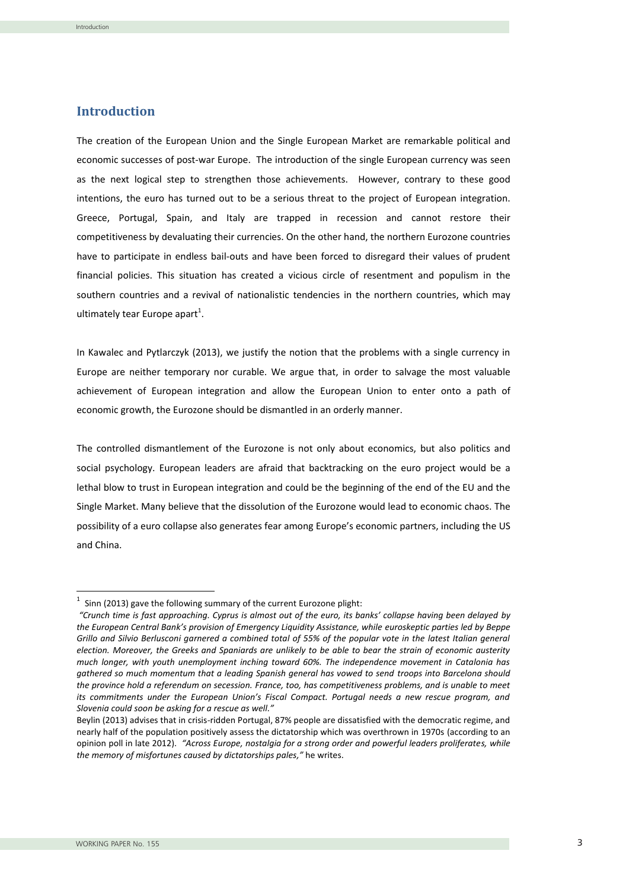## Introduction

The creation of the European Union and the Single European Market are remarkable political and economic successes of post-war Europe. The introduction of the single European currency was seen as the next logical step to strengthen those achievements. However, contrary to these good intentions, the euro has turned out to be a serious threat to the project of European integration. Greece, Portugal, Spain, and Italy are trapped in recession and cannot restore their competitiveness by devaluating their currencies. On the other hand, the northern Eurozone countries have to participate in endless bail-outs and have been forced to disregard their values of prudent financial policies. This situation has created a vicious circle of resentment and populism in the southern countries and a revival of nationalistic tendencies in the northern countries, which may ultimately tear Europe apart[1].

In Kawalec and Pytlarczyk (2013), we justify the notion that the problems with a single currency in Europe are neither temporary nor curable. We argue that, in order to salvage the most valuable achievement of European integration and allow the European Union to enter onto a path of economic growth, the Eurozone should be dismantled in an orderly manner.

The controlled dismantlement of the Eurozone is not only about economics, but also politics and social psychology. European leaders are afraid that backtracking on the euro project would be a lethal blow to trust in European integration and could be the beginning of the end of the EU and the Single Market. Many believe that the dissolution of the Eurozone would lead to economic chaos. The possibility of a euro collapse also generates fear among Europe's economic partners, including the US and China.

---

[1] Sinn (2013) gave the following summary of the current Eurozone plight:

*"Crunch time is fast approaching. Cyprus is almost out of the euro, its banks' collapse having been delayed by the European Central Bank's provision of Emergency Liquidity Assistance, while euroskeptic parties led by Beppe Grillo and Silvio Berlusconi garnered a combined total of 55% of the popular vote in the latest Italian general election. Moreover, the Greeks and Spaniards are unlikely to be able to bear the strain of economic austerity much longer, with youth unemployment inching toward 60%. The independence movement in Catalonia has gathered so much momentum that a leading Spanish general has vowed to send troops into Barcelona should the province hold a referendum on secession. France, too, has competitiveness problems, and is unable to meet its commitments under the European Union's Fiscal Compact. Portugal needs a new rescue program, and Slovenia could soon be asking for a rescue as well."*

Beylin (2013) advises that in crisis-ridden Portugal, 87% people are dissatisfied with the democratic regime, and nearly half of the population positively assess the dictatorship which was overthrown in 1970s (according to an opinion poll in late 2012). *"Across Europe, nostalgia for a strong order and powerful leaders proliferates, while the memory of misfortunes caused by dictatorships pales,"* he writes.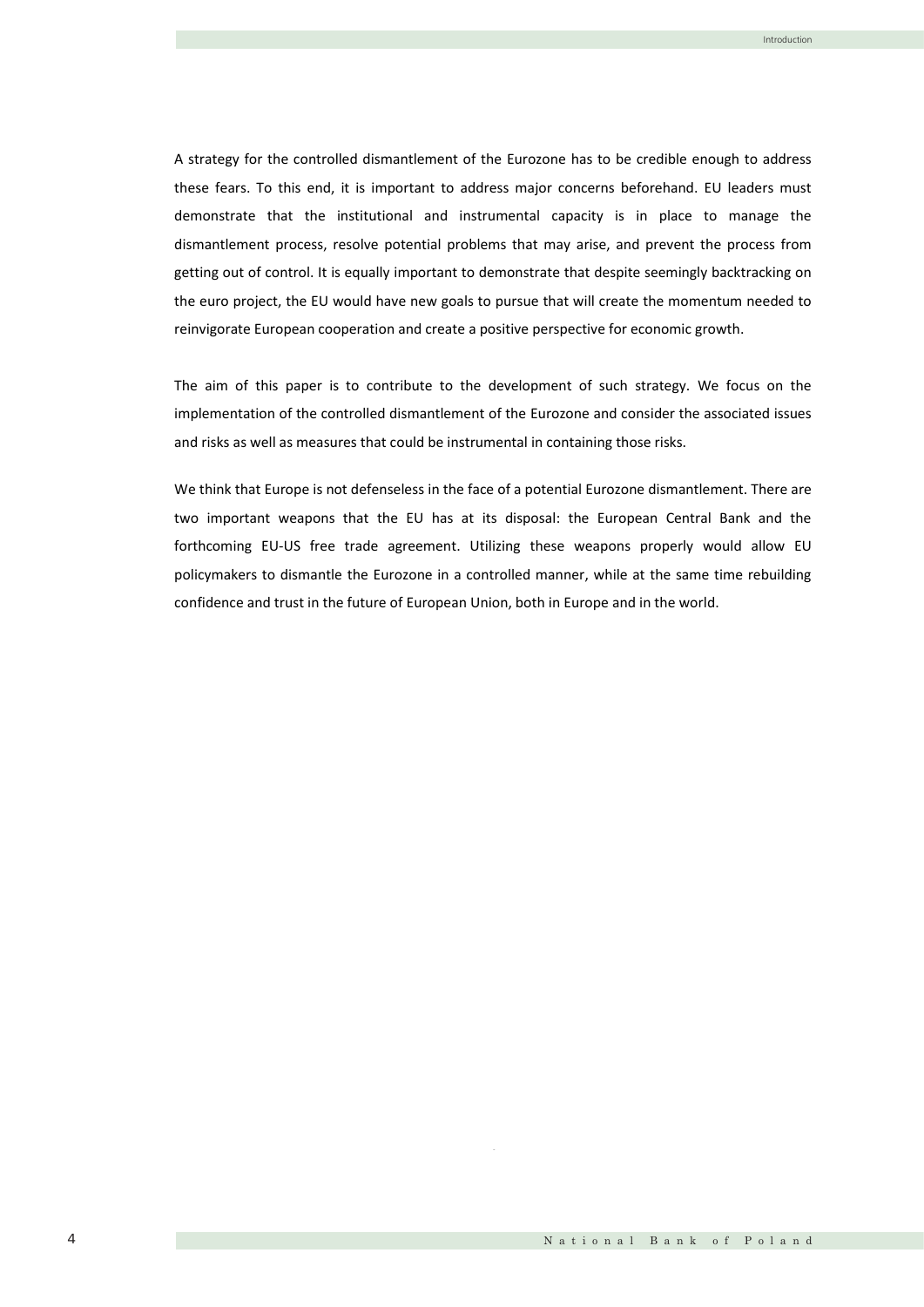A strategy for the controlled dismantlement of the Eurozone has to be credible enough to address these fears. To this end, it is important to address major concerns beforehand. EU leaders must demonstrate that the institutional and instrumental capacity is in place to manage the dismantlement process, resolve potential problems that may arise, and prevent the process from getting out of control. It is equally important to demonstrate that despite seemingly backtracking on the euro project, the EU would have new goals to pursue that will create the momentum needed to reinvigorate European cooperation and create a positive perspective for economic growth.

The aim of this paper is to contribute to the development of such strategy. We focus on the implementation of the controlled dismantlement of the Eurozone and consider the associated issues and risks as well as measures that could be instrumental in containing those risks.

We think that Europe is not defenseless in the face of a potential Eurozone dismantlement. There are two important weapons that the EU has at its disposal: the European Central Bank and the forthcoming EU-US free trade agreement. Utilizing these weapons properly would allow EU policymakers to dismantle the Eurozone in a controlled manner, while at the same time rebuilding confidence and trust in the future of European Union, both in Europe and in the world.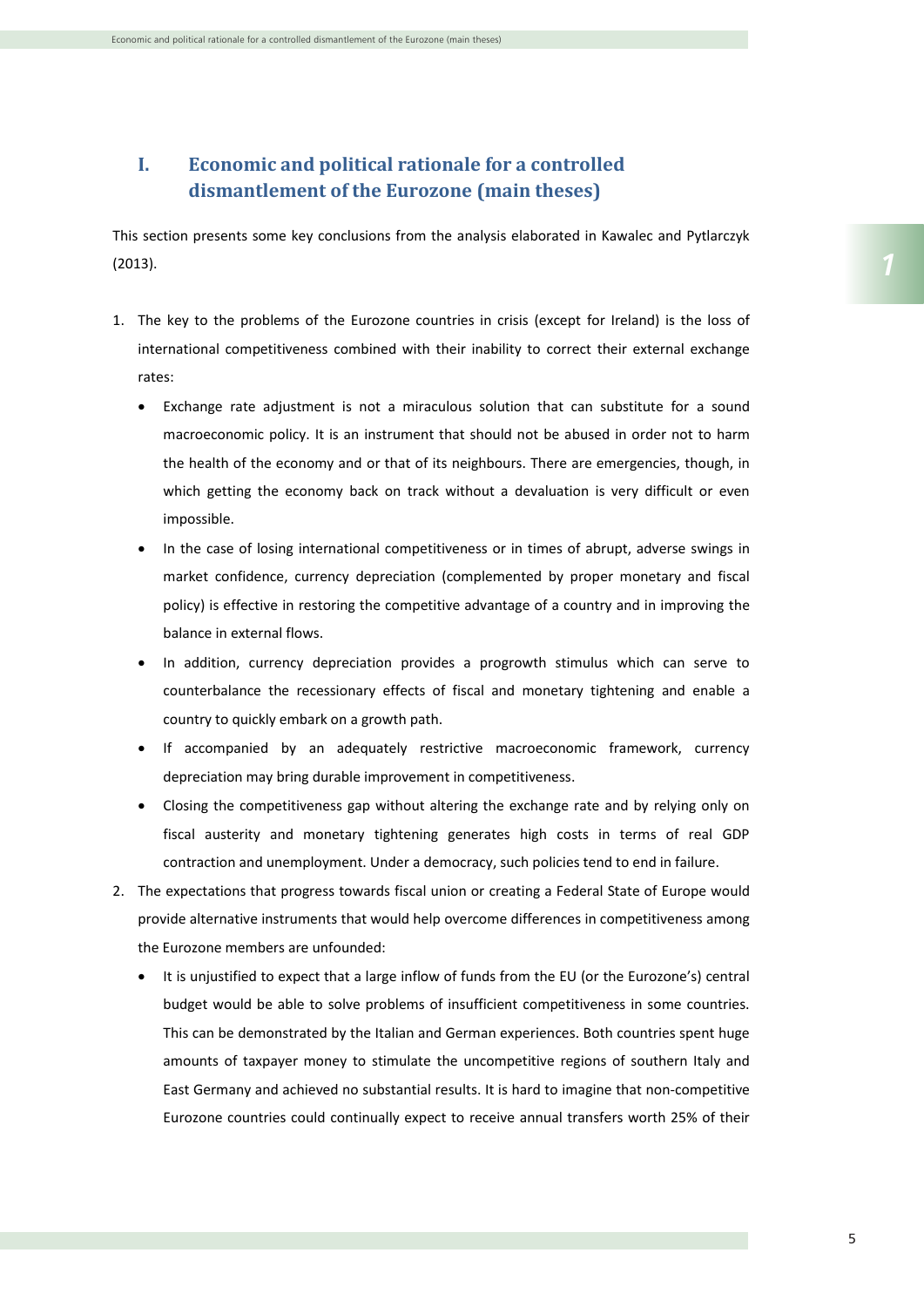# I. Economic and political rationale for a controlled dismantlement of the Eurozone (main theses)

This section presents some key conclusions from the analysis elaborated in Kawalec and Pytlarczyk (2013).

1. The key to the problems of the Eurozone countries in crisis (except for Ireland) is the loss of international competitiveness combined with their inability to correct their external exchange rates:
   - Exchange rate adjustment is not a miraculous solution that can substitute for a sound macroeconomic policy. It is an instrument that should not be abused in order not to harm the health of the economy and or that of its neighbours. There are emergencies, though, in which getting the economy back on track without a devaluation is very difficult or even impossible.
   - In the case of losing international competitiveness or in times of abrupt, adverse swings in market confidence, currency depreciation (complemented by proper monetary and fiscal policy) is effective in restoring the competitive advantage of a country and in improving the balance in external flows.
   - In addition, currency depreciation provides a progrowth stimulus which can serve to counterbalance the recessionary effects of fiscal and monetary tightening and enable a country to quickly embark on a growth path.
   - If accompanied by an adequately restrictive macroeconomic framework, currency depreciation may bring durable improvement in competitiveness.
   - Closing the competitiveness gap without altering the exchange rate and by relying only on fiscal austerity and monetary tightening generates high costs in terms of real GDP contraction and unemployment. Under a democracy, such policies tend to end in failure.
2. The expectations that progress towards fiscal union or creating a Federal State of Europe would provide alternative instruments that would help overcome differences in competitiveness among the Eurozone members are unfounded:
   - It is unjustified to expect that a large inflow of funds from the EU (or the Eurozone's) central budget would be able to solve problems of insufficient competitiveness in some countries. This can be demonstrated by the Italian and German experiences. Both countries spent huge amounts of taxpayer money to stimulate the uncompetitive regions of southern Italy and East Germany and achieved no substantial results. It is hard to imagine that non-competitive Eurozone countries could continually expect to receive annual transfers worth 25% of their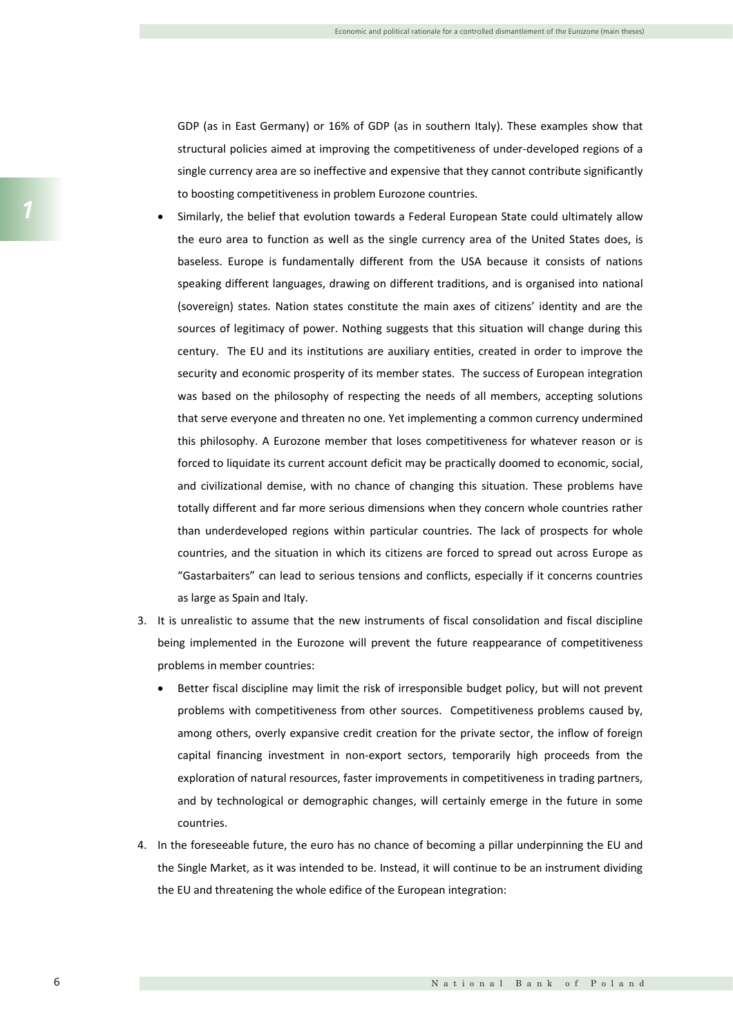GDP (as in East Germany) or 16% of GDP (as in southern Italy). These examples show that structural policies aimed at improving the competitiveness of under-developed regions of a single currency area are so ineffective and expensive that they cannot contribute significantly to boosting competitiveness in problem Eurozone countries.

- Similarly, the belief that evolution towards a Federal European State could ultimately allow the euro area to function as well as the single currency area of the United States does, is baseless. Europe is fundamentally different from the USA because it consists of nations speaking different languages, drawing on different traditions, and is organised into national (sovereign) states. Nation states constitute the main axes of citizens' identity and are the sources of legitimacy of power. Nothing suggests that this situation will change during this century. The EU and its institutions are auxiliary entities, created in order to improve the security and economic prosperity of its member states. The success of European integration was based on the philosophy of respecting the needs of all members, accepting solutions that serve everyone and threaten no one. Yet implementing a common currency undermined this philosophy. A Eurozone member that loses competitiveness for whatever reason or is forced to liquidate its current account deficit may be practically doomed to economic, social, and civilizational demise, with no chance of changing this situation. These problems have totally different and far more serious dimensions when they concern whole countries rather than underdeveloped regions within particular countries. The lack of prospects for whole countries, and the situation in which its citizens are forced to spread out across Europe as "Gastarbaiters" can lead to serious tensions and conflicts, especially if it concerns countries as large as Spain and Italy.

3. It is unrealistic to assume that the new instruments of fiscal consolidation and fiscal discipline being implemented in the Eurozone will prevent the future reappearance of competitiveness problems in member countries:
   - Better fiscal discipline may limit the risk of irresponsible budget policy, but will not prevent problems with competitiveness from other sources. Competitiveness problems caused by, among others, overly expansive credit creation for the private sector, the inflow of foreign capital financing investment in non-export sectors, temporarily high proceeds from the exploration of natural resources, faster improvements in competitiveness in trading partners, and by technological or demographic changes, will certainly emerge in the future in some countries.
4. In the foreseeable future, the euro has no chance of becoming a pillar underpinning the EU and the Single Market, as it was intended to be. Instead, it will continue to be an instrument dividing the EU and threatening the whole edifice of the European integration: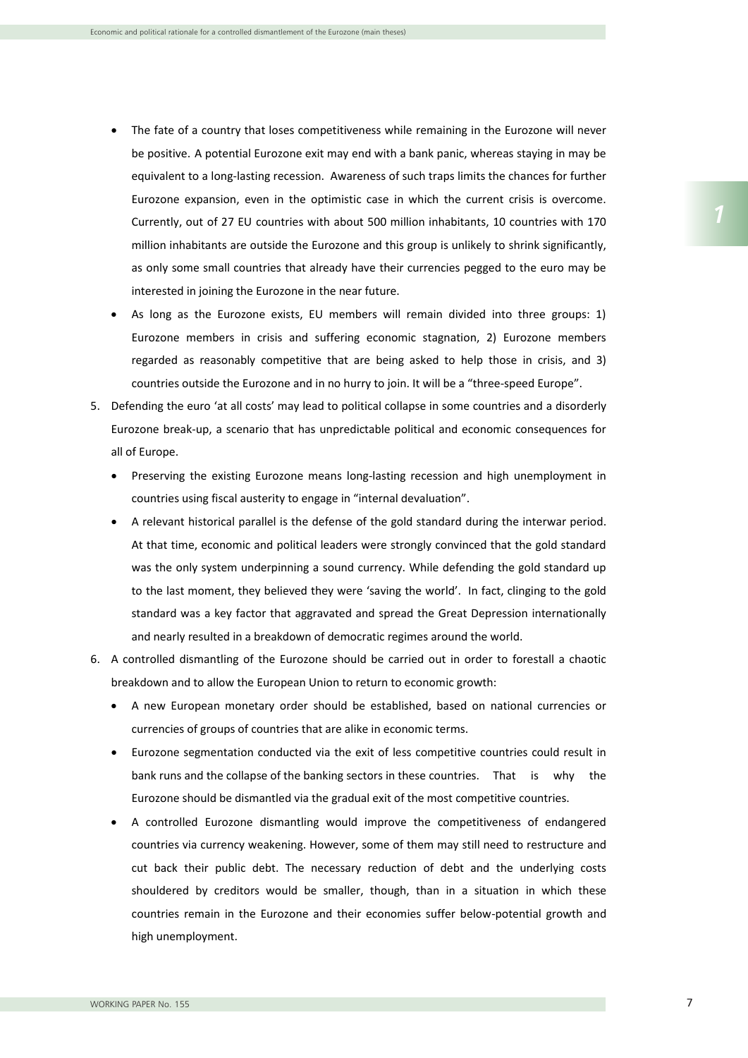- The fate of a country that loses competitiveness while remaining in the Eurozone will never be positive. A potential Eurozone exit may end with a bank panic, whereas staying in may be equivalent to a long-lasting recession. Awareness of such traps limits the chances for further Eurozone expansion, even in the optimistic case in which the current crisis is overcome. Currently, out of 27 EU countries with about 500 million inhabitants, 10 countries with 170 million inhabitants are outside the Eurozone and this group is unlikely to shrink significantly, as only some small countries that already have their currencies pegged to the euro may be interested in joining the Eurozone in the near future.
- As long as the Eurozone exists, EU members will remain divided into three groups: 1) Eurozone members in crisis and suffering economic stagnation, 2) Eurozone members regarded as reasonably competitive that are being asked to help those in crisis, and 3) countries outside the Eurozone and in no hurry to join. It will be a "three-speed Europe".

5. Defending the euro 'at all costs' may lead to political collapse in some countries and a disorderly Eurozone break-up, a scenario that has unpredictable political and economic consequences for all of Europe.
   - Preserving the existing Eurozone means long-lasting recession and high unemployment in countries using fiscal austerity to engage in "internal devaluation".
   - A relevant historical parallel is the defense of the gold standard during the interwar period. At that time, economic and political leaders were strongly convinced that the gold standard was the only system underpinning a sound currency. While defending the gold standard up to the last moment, they believed they were 'saving the world'. In fact, clinging to the gold standard was a key factor that aggravated and spread the Great Depression internationally and nearly resulted in a breakdown of democratic regimes around the world.
6. A controlled dismantling of the Eurozone should be carried out in order to forestall a chaotic breakdown and to allow the European Union to return to economic growth:
   - A new European monetary order should be established, based on national currencies or currencies of groups of countries that are alike in economic terms.
   - Eurozone segmentation conducted via the exit of less competitive countries could result in bank runs and the collapse of the banking sectors in these countries. That is why the Eurozone should be dismantled via the gradual exit of the most competitive countries.
   - A controlled Eurozone dismantling would improve the competitiveness of endangered countries via currency weakening. However, some of them may still need to restructure and cut back their public debt. The necessary reduction of debt and the underlying costs shouldered by creditors would be smaller, though, than in a situation in which these countries remain in the Eurozone and their economies suffer below-potential growth and high unemployment.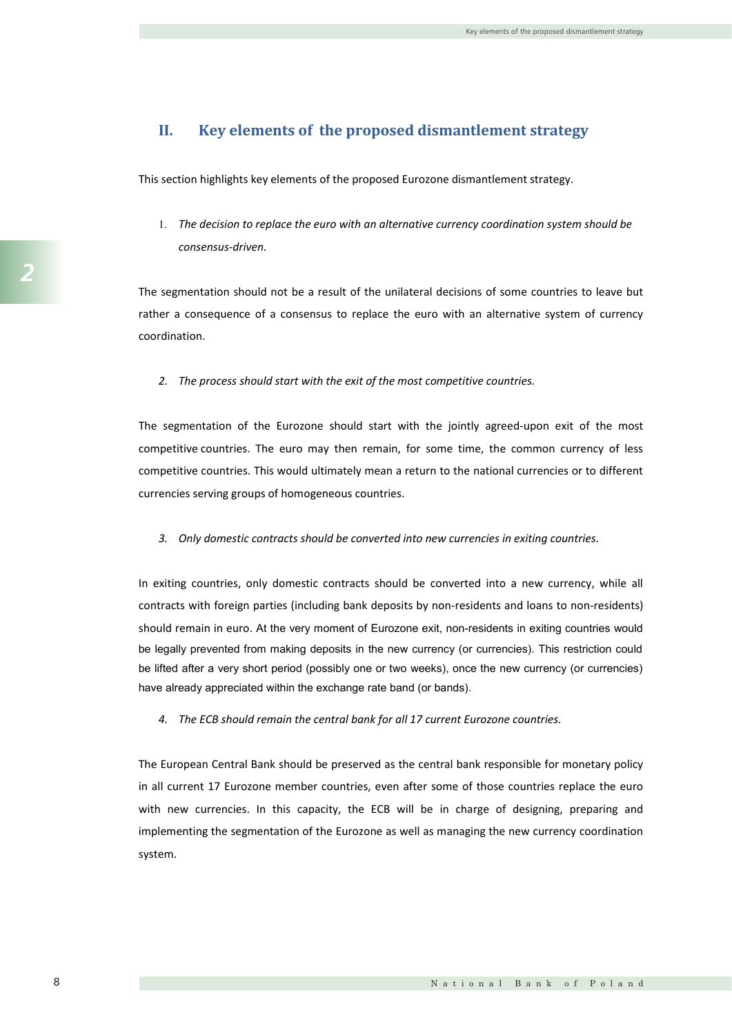## II. Key elements of the proposed dismantlement strategy

This section highlights key elements of the proposed Eurozone dismantlement strategy.

1. *The decision to replace the euro with an alternative currency coordination system should be consensus-driven.*

The segmentation should not be a result of the unilateral decisions of some countries to leave but rather a consequence of a consensus to replace the euro with an alternative system of currency coordination.

2. *The process should start with the exit of the most competitive countries.*

The segmentation of the Eurozone should start with the jointly agreed-upon exit of the most competitive countries. The euro may then remain, for some time, the common currency of less competitive countries. This would ultimately mean a return to the national currencies or to different currencies serving groups of homogeneous countries.

3. *Only domestic contracts should be converted into new currencies in exiting countries.*

In exiting countries, only domestic contracts should be converted into a new currency, while all contracts with foreign parties (including bank deposits by non-residents and loans to non-residents) should remain in euro. At the very moment of Eurozone exit, non-residents in exiting countries would be legally prevented from making deposits in the new currency (or currencies). This restriction could be lifted after a very short period (possibly one or two weeks), once the new currency (or currencies) have already appreciated within the exchange rate band (or bands).

4. *The ECB should remain the central bank for all 17 current Eurozone countries.*

The European Central Bank should be preserved as the central bank responsible for monetary policy in all current 17 Eurozone member countries, even after some of those countries replace the euro with new currencies. In this capacity, the ECB will be in charge of designing, preparing and implementing the segmentation of the Eurozone as well as managing the new currency coordination system.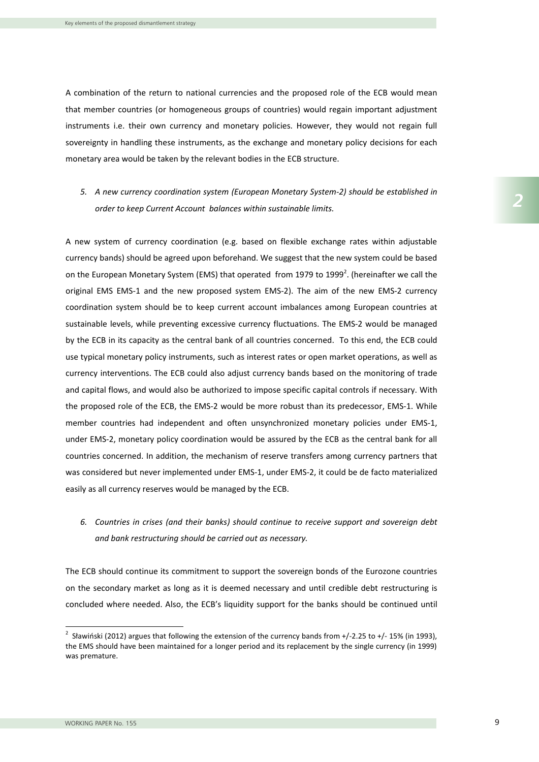A combination of the return to national currencies and the proposed role of the ECB would mean that member countries (or homogeneous groups of countries) would regain important adjustment instruments i.e. their own currency and monetary policies. However, they would not regain full sovereignty in handling these instruments, as the exchange and monetary policy decisions for each monetary area would be taken by the relevant bodies in the ECB structure.

5. *A new currency coordination system (European Monetary System-2) should be established in order to keep Current Account balances within sustainable limits.*

A new system of currency coordination (e.g. based on flexible exchange rates within adjustable currency bands) should be agreed upon beforehand. We suggest that the new system could be based on the European Monetary System (EMS) that operated from 1979 to 1999[2]. (hereinafter we call the original EMS EMS-1 and the new proposed system EMS-2). The aim of the new EMS-2 currency coordination system should be to keep current account imbalances among European countries at sustainable levels, while preventing excessive currency fluctuations. The EMS-2 would be managed by the ECB in its capacity as the central bank of all countries concerned. To this end, the ECB could use typical monetary policy instruments, such as interest rates or open market operations, as well as currency interventions. The ECB could also adjust currency bands based on the monitoring of trade and capital flows, and would also be authorized to impose specific capital controls if necessary. With the proposed role of the ECB, the EMS-2 would be more robust than its predecessor, EMS-1. While member countries had independent and often unsynchronized monetary policies under EMS-1, under EMS-2, monetary policy coordination would be assured by the ECB as the central bank for all countries concerned. In addition, the mechanism of reserve transfers among currency partners that was considered but never implemented under EMS-1, under EMS-2, it could be de facto materialized easily as all currency reserves would be managed by the ECB.

6. *Countries in crises (and their banks) should continue to receive support and sovereign debt and bank restructuring should be carried out as necessary.*

The ECB should continue its commitment to support the sovereign bonds of the Eurozone countries on the secondary market as long as it is deemed necessary and until credible debt restructuring is concluded where needed. Also, the ECB's liquidity support for the banks should be continued until

[2] Sławiński (2012) argues that following the extension of the currency bands from +/-2.25 to +/- 15% (in 1993), the EMS should have been maintained for a longer period and its replacement by the single currency (in 1999) was premature.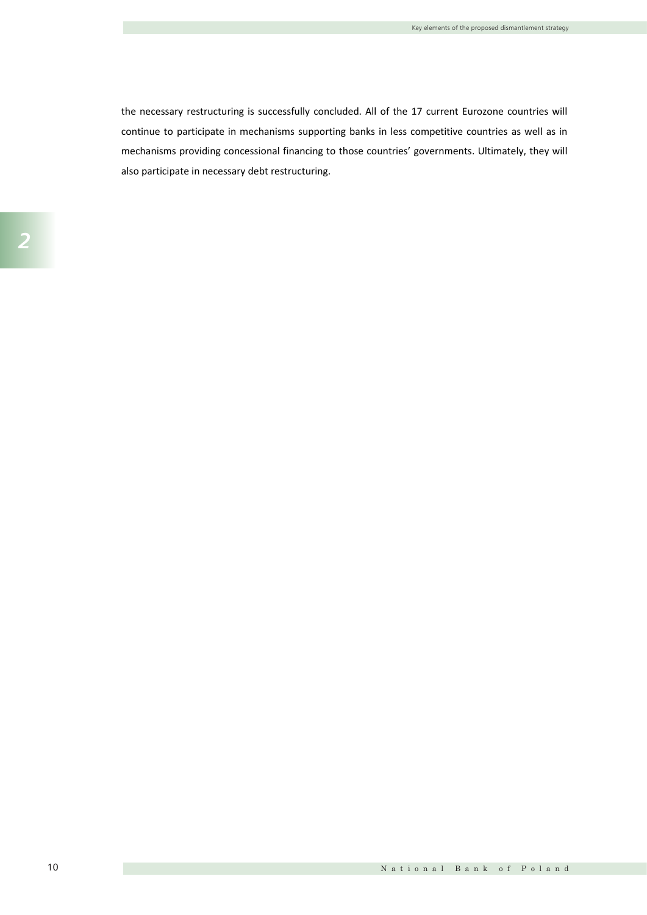the necessary restructuring is successfully concluded. All of the 17 current Eurozone countries will continue to participate in mechanisms supporting banks in less competitive countries as well as in mechanisms providing concessional financing to those countries' governments. Ultimately, they will also participate in necessary debt restructuring.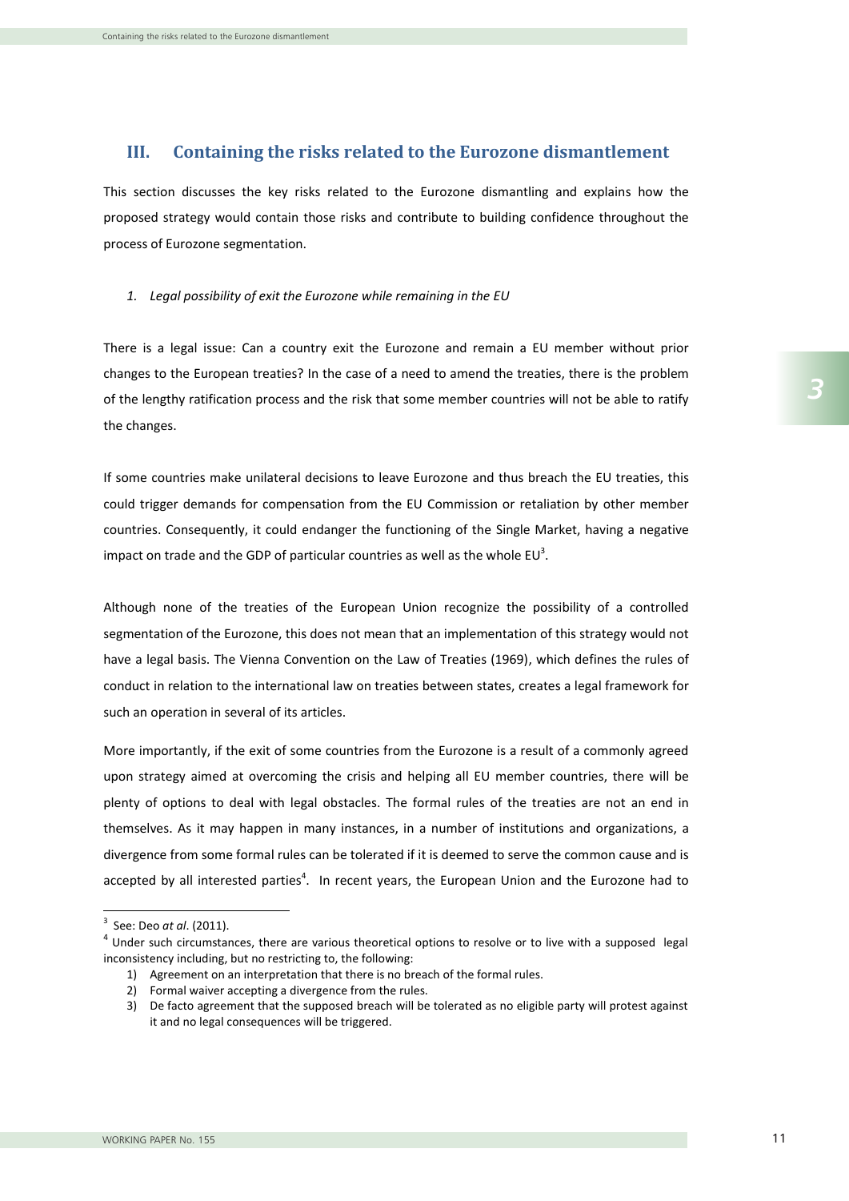## III. Containing the risks related to the Eurozone dismantlement

This section discusses the key risks related to the Eurozone dismantling and explains how the proposed strategy would contain those risks and contribute to building confidence throughout the process of Eurozone segmentation.

### *1. Legal possibility of exit the Eurozone while remaining in the EU*

There is a legal issue: Can a country exit the Eurozone and remain a EU member without prior changes to the European treaties? In the case of a need to amend the treaties, there is the problem of the lengthy ratification process and the risk that some member countries will not be able to ratify the changes.

If some countries make unilateral decisions to leave Eurozone and thus breach the EU treaties, this could trigger demands for compensation from the EU Commission or retaliation by other member countries. Consequently, it could endanger the functioning of the Single Market, having a negative impact on trade and the GDP of particular countries as well as the whole EU[3].

Although none of the treaties of the European Union recognize the possibility of a controlled segmentation of the Eurozone, this does not mean that an implementation of this strategy would not have a legal basis. The Vienna Convention on the Law of Treaties (1969), which defines the rules of conduct in relation to the international law on treaties between states, creates a legal framework for such an operation in several of its articles.

More importantly, if the exit of some countries from the Eurozone is a result of a commonly agreed upon strategy aimed at overcoming the crisis and helping all EU member countries, there will be plenty of options to deal with legal obstacles. The formal rules of the treaties are not an end in themselves. As it may happen in many instances, in a number of institutions and organizations, a divergence from some formal rules can be tolerated if it is deemed to serve the common cause and is accepted by all interested parties[4]. In recent years, the European Union and the Eurozone had to

---

[3] See: Deo *at al*. (2011).

[4] Under such circumstances, there are various theoretical options to resolve or to live with a supposed legal inconsistency including, but no restricting to, the following:

1) Agreement on an interpretation that there is no breach of the formal rules.
2) Formal waiver accepting a divergence from the rules.
3) De facto agreement that the supposed breach will be tolerated as no eligible party will protest against it and no legal consequences will be triggered.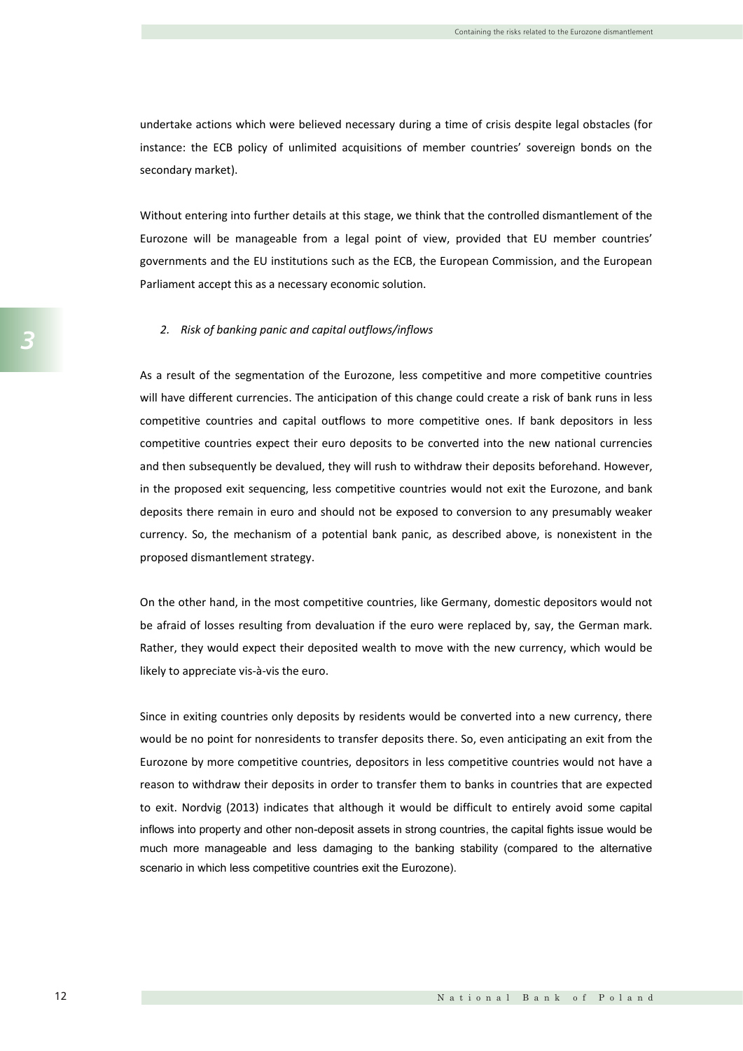undertake actions which were believed necessary during a time of crisis despite legal obstacles (for instance: the ECB policy of unlimited acquisitions of member countries' sovereign bonds on the secondary market).

Without entering into further details at this stage, we think that the controlled dismantlement of the Eurozone will be manageable from a legal point of view, provided that EU member countries' governments and the EU institutions such as the ECB, the European Commission, and the European Parliament accept this as a necessary economic solution.

*2. Risk of banking panic and capital outflows/inflows*

As a result of the segmentation of the Eurozone, less competitive and more competitive countries will have different currencies. The anticipation of this change could create a risk of bank runs in less competitive countries and capital outflows to more competitive ones. If bank depositors in less competitive countries expect their euro deposits to be converted into the new national currencies and then subsequently be devalued, they will rush to withdraw their deposits beforehand. However, in the proposed exit sequencing, less competitive countries would not exit the Eurozone, and bank deposits there remain in euro and should not be exposed to conversion to any presumably weaker currency. So, the mechanism of a potential bank panic, as described above, is nonexistent in the proposed dismantlement strategy.

On the other hand, in the most competitive countries, like Germany, domestic depositors would not be afraid of losses resulting from devaluation if the euro were replaced by, say, the German mark. Rather, they would expect their deposited wealth to move with the new currency, which would be likely to appreciate vis-à-vis the euro.

Since in exiting countries only deposits by residents would be converted into a new currency, there would be no point for nonresidents to transfer deposits there. So, even anticipating an exit from the Eurozone by more competitive countries, depositors in less competitive countries would not have a reason to withdraw their deposits in order to transfer them to banks in countries that are expected to exit. Nordvig (2013) indicates that although it would be difficult to entirely avoid some capital inflows into property and other non-deposit assets in strong countries, the capital fights issue would be much more manageable and less damaging to the banking stability (compared to the alternative scenario in which less competitive countries exit the Eurozone).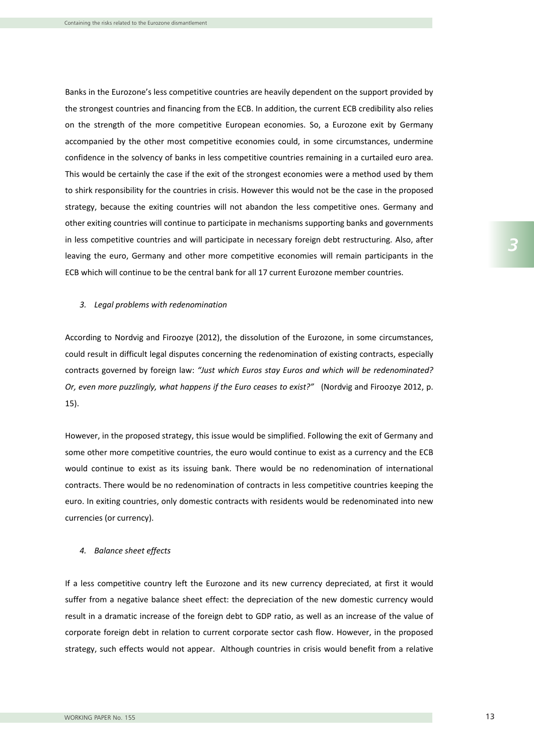Banks in the Eurozone's less competitive countries are heavily dependent on the support provided by the strongest countries and financing from the ECB. In addition, the current ECB credibility also relies on the strength of the more competitive European economies. So, a Eurozone exit by Germany accompanied by the other most competitive economies could, in some circumstances, undermine confidence in the solvency of banks in less competitive countries remaining in a curtailed euro area. This would be certainly the case if the exit of the strongest economies were a method used by them to shirk responsibility for the countries in crisis. However this would not be the case in the proposed strategy, because the exiting countries will not abandon the less competitive ones. Germany and other exiting countries will continue to participate in mechanisms supporting banks and governments in less competitive countries and will participate in necessary foreign debt restructuring. Also, after leaving the euro, Germany and other more competitive economies will remain participants in the ECB which will continue to be the central bank for all 17 current Eurozone member countries.

### *3. Legal problems with redenomination*

According to Nordvig and Firoozye (2012), the dissolution of the Eurozone, in some circumstances, could result in difficult legal disputes concerning the redenomination of existing contracts, especially contracts governed by foreign law: *"Just which Euros stay Euros and which will be redenominated? Or, even more puzzlingly, what happens if the Euro ceases to exist?"* (Nordvig and Firoozye 2012, p. 15).

However, in the proposed strategy, this issue would be simplified. Following the exit of Germany and some other more competitive countries, the euro would continue to exist as a currency and the ECB would continue to exist as its issuing bank. There would be no redenomination of international contracts. There would be no redenomination of contracts in less competitive countries keeping the euro. In exiting countries, only domestic contracts with residents would be redenominated into new currencies (or currency).

### *4. Balance sheet effects*

If a less competitive country left the Eurozone and its new currency depreciated, at first it would suffer from a negative balance sheet effect: the depreciation of the new domestic currency would result in a dramatic increase of the foreign debt to GDP ratio, as well as an increase of the value of corporate foreign debt in relation to current corporate sector cash flow. However, in the proposed strategy, such effects would not appear. Although countries in crisis would benefit from a relative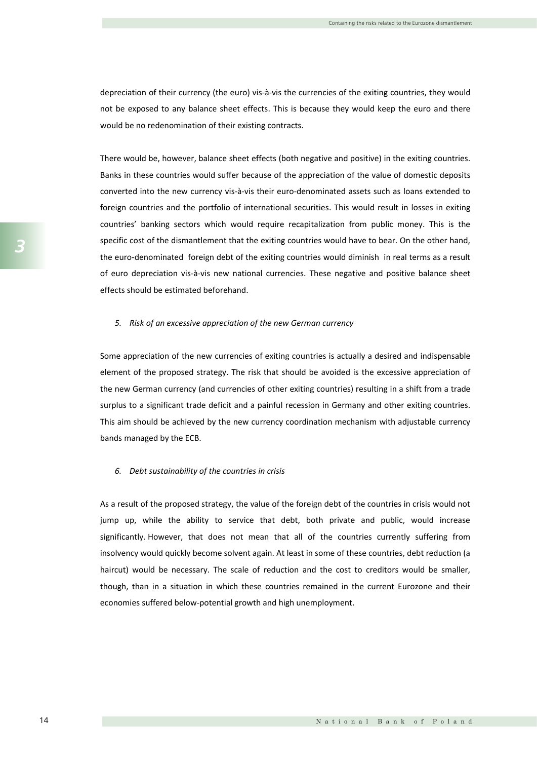depreciation of their currency (the euro) vis-à-vis the currencies of the exiting countries, they would not be exposed to any balance sheet effects. This is because they would keep the euro and there would be no redenomination of their existing contracts.

There would be, however, balance sheet effects (both negative and positive) in the exiting countries. Banks in these countries would suffer because of the appreciation of the value of domestic deposits converted into the new currency vis-à-vis their euro-denominated assets such as loans extended to foreign countries and the portfolio of international securities. This would result in losses in exiting countries' banking sectors which would require recapitalization from public money. This is the specific cost of the dismantlement that the exiting countries would have to bear. On the other hand, the euro-denominated foreign debt of the exiting countries would diminish in real terms as a result of euro depreciation vis-à-vis new national currencies. These negative and positive balance sheet effects should be estimated beforehand.

*5. Risk of an excessive appreciation of the new German currency*

Some appreciation of the new currencies of exiting countries is actually a desired and indispensable element of the proposed strategy. The risk that should be avoided is the excessive appreciation of the new German currency (and currencies of other exiting countries) resulting in a shift from a trade surplus to a significant trade deficit and a painful recession in Germany and other exiting countries. This aim should be achieved by the new currency coordination mechanism with adjustable currency bands managed by the ECB.

*6. Debt sustainability of the countries in crisis*

As a result of the proposed strategy, the value of the foreign debt of the countries in crisis would not jump up, while the ability to service that debt, both private and public, would increase significantly. However, that does not mean that all of the countries currently suffering from insolvency would quickly become solvent again. At least in some of these countries, debt reduction (a haircut) would be necessary. The scale of reduction and the cost to creditors would be smaller, though, than in a situation in which these countries remained in the current Eurozone and their economies suffered below-potential growth and high unemployment.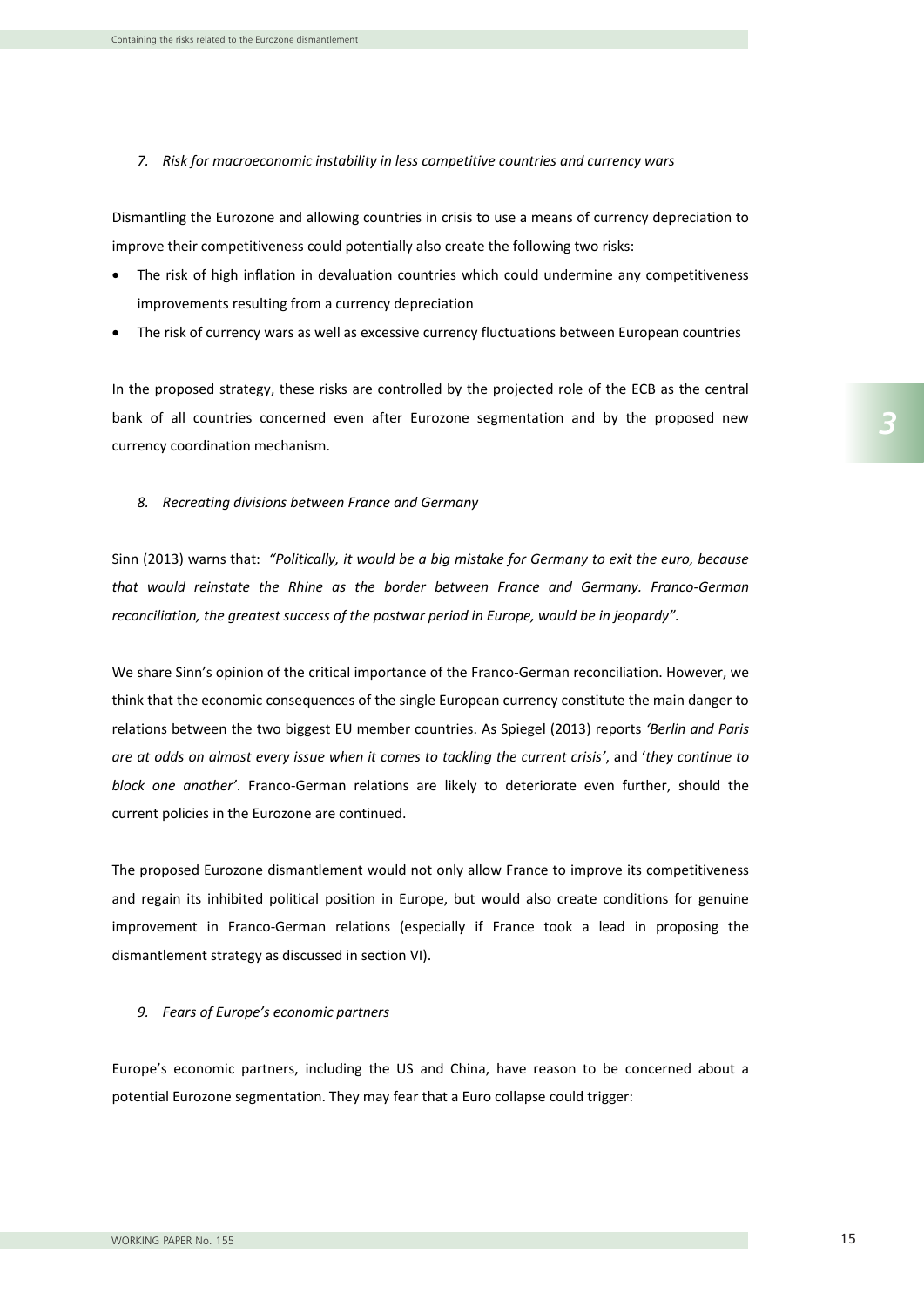*7. Risk for macroeconomic instability in less competitive countries and currency wars*

Dismantling the Eurozone and allowing countries in crisis to use a means of currency depreciation to improve their competitiveness could potentially also create the following two risks:

- The risk of high inflation in devaluation countries which could undermine any competitiveness improvements resulting from a currency depreciation
- The risk of currency wars as well as excessive currency fluctuations between European countries

In the proposed strategy, these risks are controlled by the projected role of the ECB as the central bank of all countries concerned even after Eurozone segmentation and by the proposed new currency coordination mechanism.

*8. Recreating divisions between France and Germany*

Sinn (2013) warns that: *"Politically, it would be a big mistake for Germany to exit the euro, because that would reinstate the Rhine as the border between France and Germany. Franco-German reconciliation, the greatest success of the postwar period in Europe, would be in jeopardy"*.

We share Sinn's opinion of the critical importance of the Franco-German reconciliation. However, we think that the economic consequences of the single European currency constitute the main danger to relations between the two biggest EU member countries. As Spiegel (2013) reports *'Berlin and Paris are at odds on almost every issue when it comes to tackling the current crisis'*, and '*they continue to block one another*'. Franco-German relations are likely to deteriorate even further, should the current policies in the Eurozone are continued.

The proposed Eurozone dismantlement would not only allow France to improve its competitiveness and regain its inhibited political position in Europe, but would also create conditions for genuine improvement in Franco-German relations (especially if France took a lead in proposing the dismantlement strategy as discussed in section VI).

*9. Fears of Europe's economic partners*

Europe's economic partners, including the US and China, have reason to be concerned about a potential Eurozone segmentation. They may fear that a Euro collapse could trigger: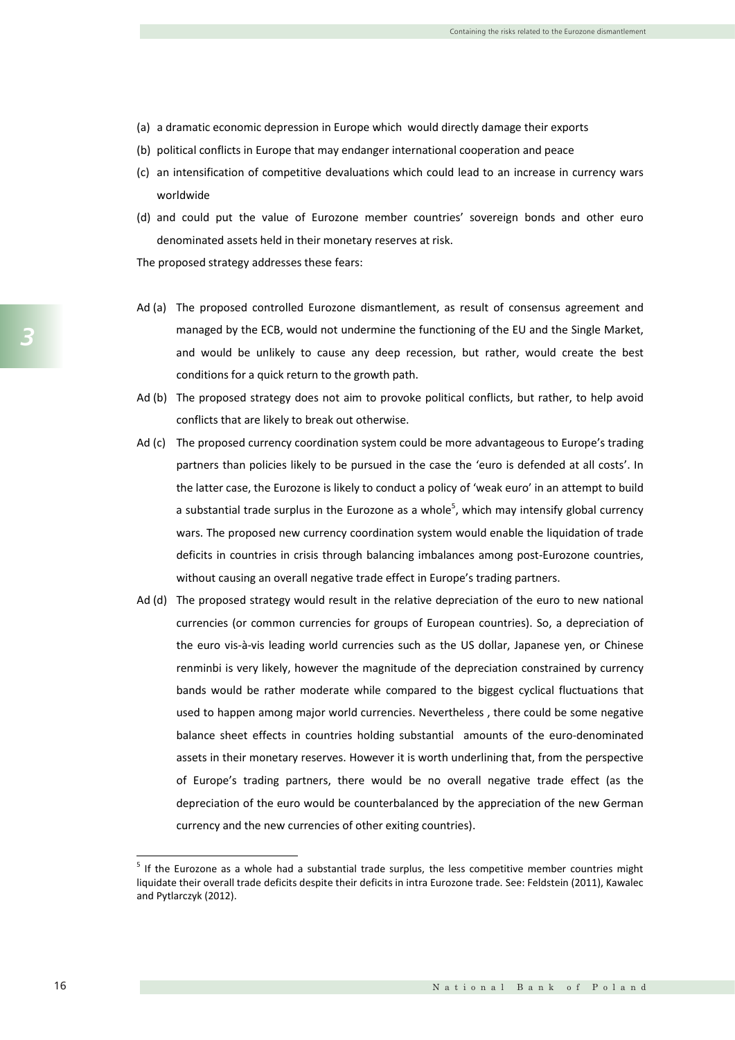(a) a dramatic economic depression in Europe which would directly damage their exports

(b) political conflicts in Europe that may endanger international cooperation and peace

(c) an intensification of competitive devaluations which could lead to an increase in currency wars worldwide

(d) and could put the value of Eurozone member countries' sovereign bonds and other euro denominated assets held in their monetary reserves at risk.

The proposed strategy addresses these fears:

Ad (a) The proposed controlled Eurozone dismantlement, as result of consensus agreement and managed by the ECB, would not undermine the functioning of the EU and the Single Market, and would be unlikely to cause any deep recession, but rather, would create the best conditions for a quick return to the growth path.

Ad (b) The proposed strategy does not aim to provoke political conflicts, but rather, to help avoid conflicts that are likely to break out otherwise.

Ad (c) The proposed currency coordination system could be more advantageous to Europe's trading partners than policies likely to be pursued in the case the 'euro is defended at all costs'. In the latter case, the Eurozone is likely to conduct a policy of 'weak euro' in an attempt to build a substantial trade surplus in the Eurozone as a whole[5], which may intensify global currency wars. The proposed new currency coordination system would enable the liquidation of trade deficits in countries in crisis through balancing imbalances among post-Eurozone countries, without causing an overall negative trade effect in Europe's trading partners.

Ad (d) The proposed strategy would result in the relative depreciation of the euro to new national currencies (or common currencies for groups of European countries). So, a depreciation of the euro vis-à-vis leading world currencies such as the US dollar, Japanese yen, or Chinese renminbi is very likely, however the magnitude of the depreciation constrained by currency bands would be rather moderate while compared to the biggest cyclical fluctuations that used to happen among major world currencies. Nevertheless , there could be some negative balance sheet effects in countries holding substantial amounts of the euro-denominated assets in their monetary reserves. However it is worth underlining that, from the perspective of Europe's trading partners, there would be no overall negative trade effect (as the depreciation of the euro would be counterbalanced by the appreciation of the new German currency and the new currencies of other exiting countries).

[5] If the Eurozone as a whole had a substantial trade surplus, the less competitive member countries might liquidate their overall trade deficits despite their deficits in intra Eurozone trade. See: Feldstein (2011), Kawalec and Pytlarczyk (2012).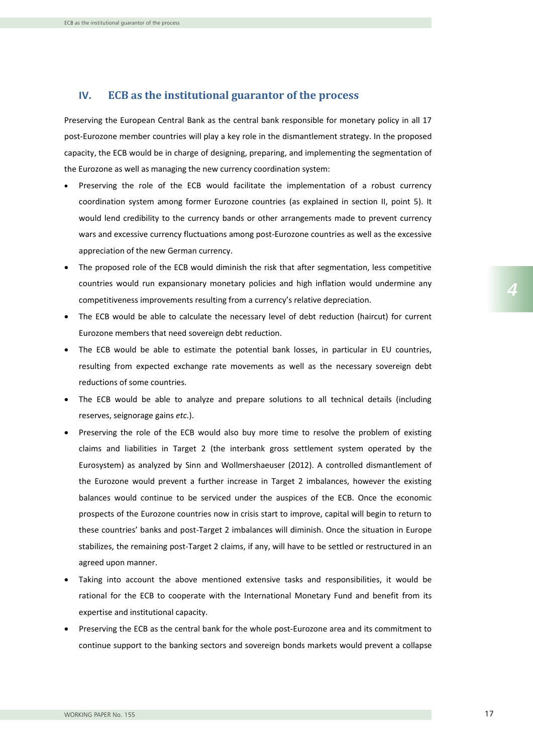## IV. ECB as the institutional guarantor of the process

Preserving the European Central Bank as the central bank responsible for monetary policy in all 17 post-Eurozone member countries will play a key role in the dismantlement strategy. In the proposed capacity, the ECB would be in charge of designing, preparing, and implementing the segmentation of the Eurozone as well as managing the new currency coordination system:

- Preserving the role of the ECB would facilitate the implementation of a robust currency coordination system among former Eurozone countries (as explained in section II, point 5). It would lend credibility to the currency bands or other arrangements made to prevent currency wars and excessive currency fluctuations among post-Eurozone countries as well as the excessive appreciation of the new German currency.
- The proposed role of the ECB would diminish the risk that after segmentation, less competitive countries would run expansionary monetary policies and high inflation would undermine any competitiveness improvements resulting from a currency's relative depreciation.
- The ECB would be able to calculate the necessary level of debt reduction (haircut) for current Eurozone members that need sovereign debt reduction.
- The ECB would be able to estimate the potential bank losses, in particular in EU countries, resulting from expected exchange rate movements as well as the necessary sovereign debt reductions of some countries.
- The ECB would be able to analyze and prepare solutions to all technical details (including reserves, seignorage gains *etc.*).
- Preserving the role of the ECB would also buy more time to resolve the problem of existing claims and liabilities in Target 2 (the interbank gross settlement system operated by the Eurosystem) as analyzed by Sinn and Wollmershaeuser (2012). A controlled dismantlement of the Eurozone would prevent a further increase in Target 2 imbalances, however the existing balances would continue to be serviced under the auspices of the ECB. Once the economic prospects of the Eurozone countries now in crisis start to improve, capital will begin to return to these countries' banks and post-Target 2 imbalances will diminish. Once the situation in Europe stabilizes, the remaining post-Target 2 claims, if any, will have to be settled or restructured in an agreed upon manner.
- Taking into account the above mentioned extensive tasks and responsibilities, it would be rational for the ECB to cooperate with the International Monetary Fund and benefit from its expertise and institutional capacity.
- Preserving the ECB as the central bank for the whole post-Eurozone area and its commitment to continue support to the banking sectors and sovereign bonds markets would prevent a collapse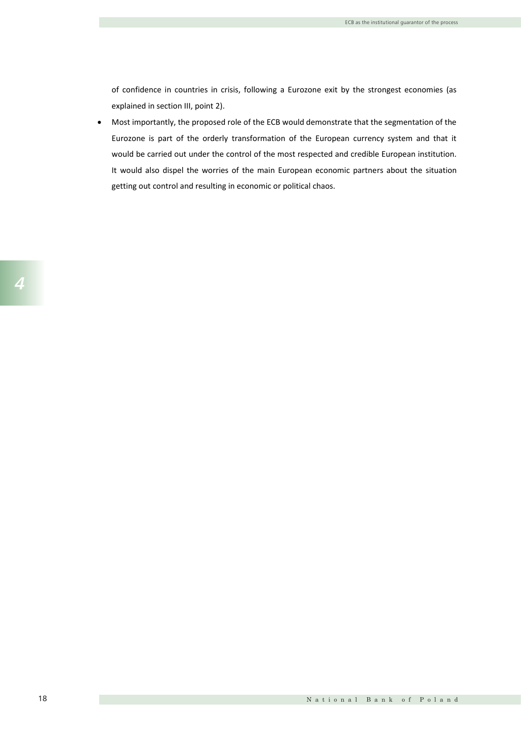of confidence in countries in crisis, following a Eurozone exit by the strongest economies (as explained in section III, point 2).

- Most importantly, the proposed role of the ECB would demonstrate that the segmentation of the Eurozone is part of the orderly transformation of the European currency system and that it would be carried out under the control of the most respected and credible European institution. It would also dispel the worries of the main European economic partners about the situation getting out control and resulting in economic or political chaos.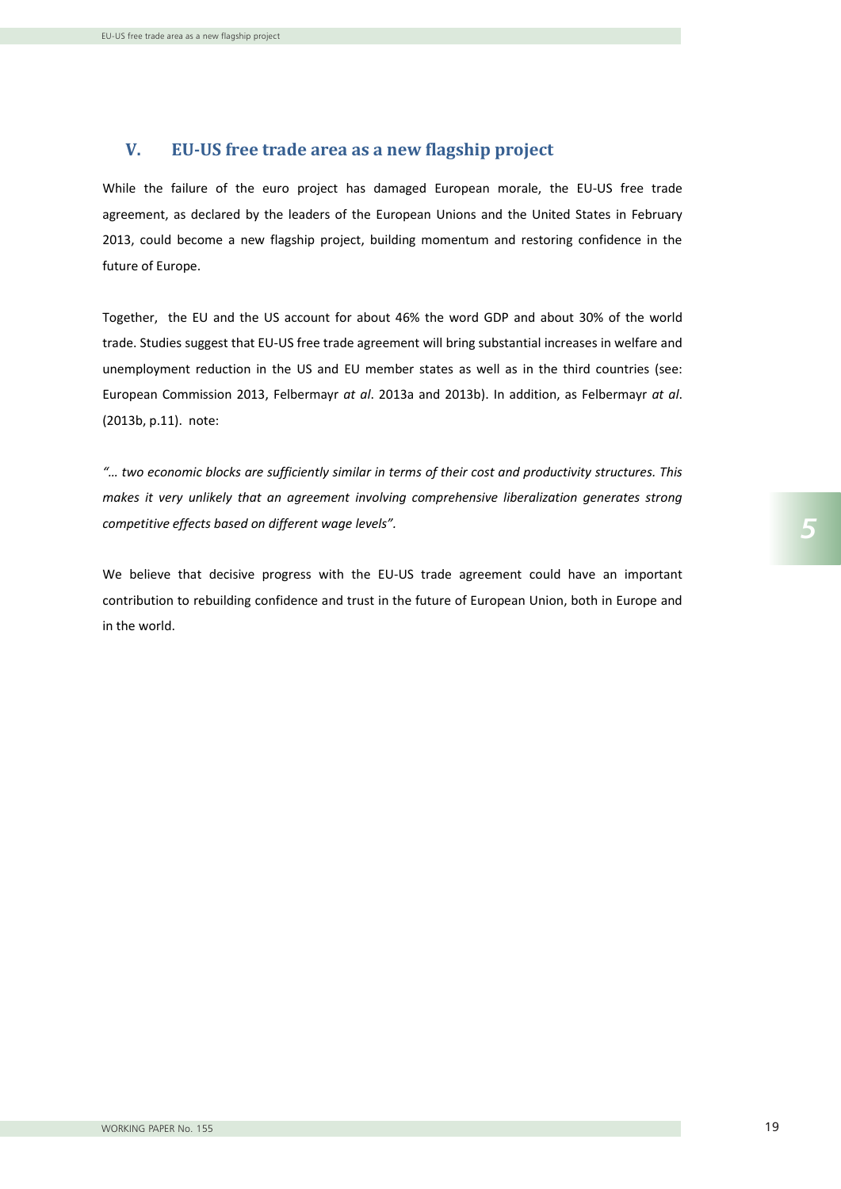## V. EU-US free trade area as a new flagship project

While the failure of the euro project has damaged European morale, the EU-US free trade agreement, as declared by the leaders of the European Unions and the United States in February 2013, could become a new flagship project, building momentum and restoring confidence in the future of Europe.

Together, the EU and the US account for about 46% the word GDP and about 30% of the world trade. Studies suggest that EU-US free trade agreement will bring substantial increases in welfare and unemployment reduction in the US and EU member states as well as in the third countries (see: European Commission 2013, Felbermayr *at al*. 2013a and 2013b). In addition, as Felbermayr *at al*. (2013b, p.11). note:

*"… two economic blocks are sufficiently similar in terms of their cost and productivity structures. This makes it very unlikely that an agreement involving comprehensive liberalization generates strong competitive effects based on different wage levels".*

We believe that decisive progress with the EU-US trade agreement could have an important contribution to rebuilding confidence and trust in the future of European Union, both in Europe and in the world.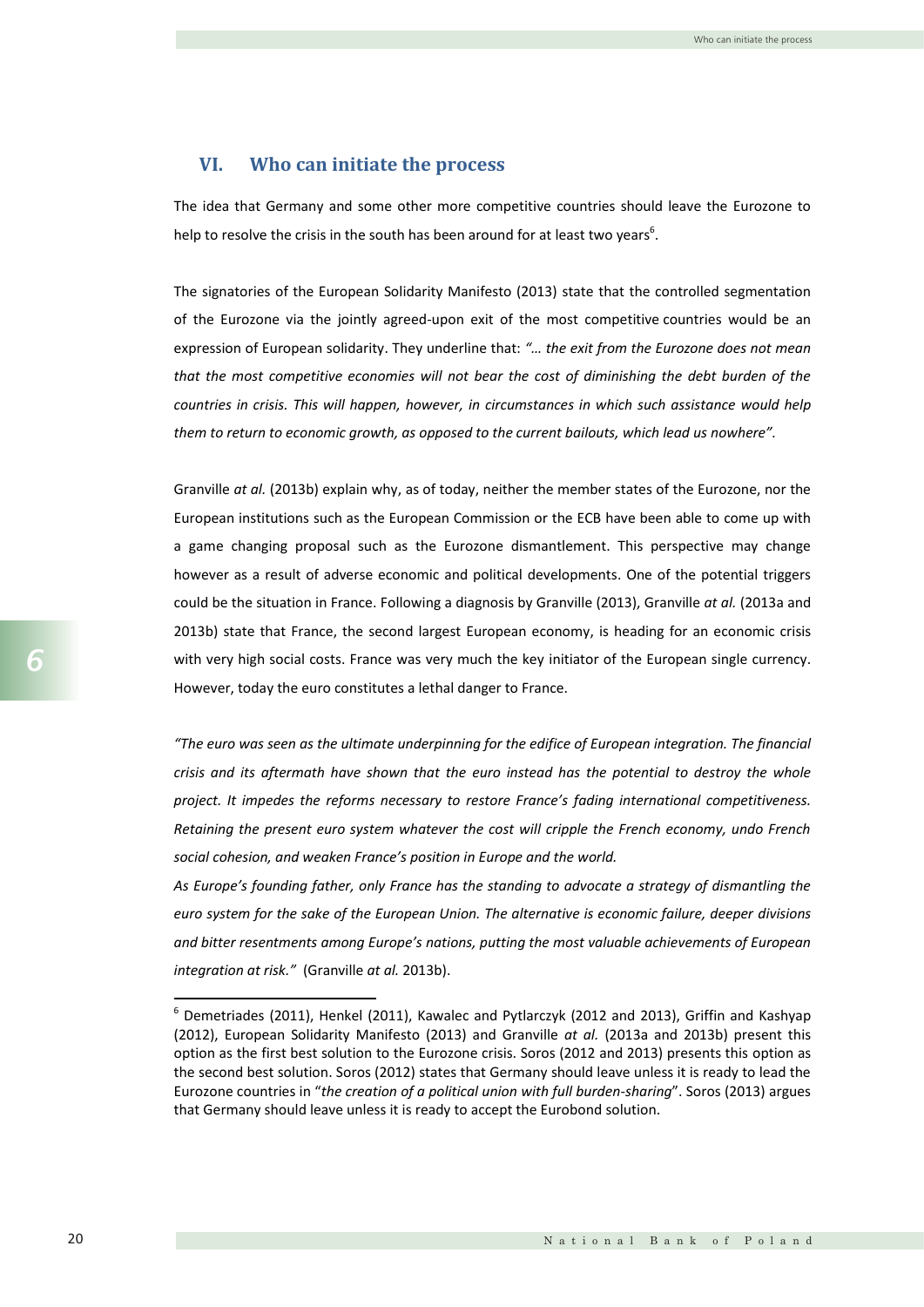## VI. Who can initiate the process

The idea that Germany and some other more competitive countries should leave the Eurozone to help to resolve the crisis in the south has been around for at least two years[6].

The signatories of the European Solidarity Manifesto (2013) state that the controlled segmentation of the Eurozone via the jointly agreed-upon exit of the most competitive countries would be an expression of European solidarity. They underline that: *"… the exit from the Eurozone does not mean that the most competitive economies will not bear the cost of diminishing the debt burden of the countries in crisis. This will happen, however, in circumstances in which such assistance would help them to return to economic growth, as opposed to the current bailouts, which lead us nowhere".*

Granville *at al.* (2013b) explain why, as of today, neither the member states of the Eurozone, nor the European institutions such as the European Commission or the ECB have been able to come up with a game changing proposal such as the Eurozone dismantlement. This perspective may change however as a result of adverse economic and political developments. One of the potential triggers could be the situation in France. Following a diagnosis by Granville (2013), Granville *at al.* (2013a and 2013b) state that France, the second largest European economy, is heading for an economic crisis with very high social costs. France was very much the key initiator of the European single currency. However, today the euro constitutes a lethal danger to France.

*"The euro was seen as the ultimate underpinning for the edifice of European integration. The financial crisis and its aftermath have shown that the euro instead has the potential to destroy the whole project. It impedes the reforms necessary to restore France's fading international competitiveness. Retaining the present euro system whatever the cost will cripple the French economy, undo French social cohesion, and weaken France's position in Europe and the world.*

*As Europe's founding father, only France has the standing to advocate a strategy of dismantling the euro system for the sake of the European Union. The alternative is economic failure, deeper divisions and bitter resentments among Europe's nations, putting the most valuable achievements of European integration at risk."* (Granville *at al.* 2013b).

---

[6] Demetriades (2011), Henkel (2011), Kawalec and Pytlarczyk (2012 and 2013), Griffin and Kashyap (2012), European Solidarity Manifesto (2013) and Granville *at al.* (2013a and 2013b) present this option as the first best solution to the Eurozone crisis. Soros (2012 and 2013) presents this option as the second best solution. Soros (2012) states that Germany should leave unless it is ready to lead the Eurozone countries in "*the creation of a political union with full burden-sharing*". Soros (2013) argues that Germany should leave unless it is ready to accept the Eurobond solution.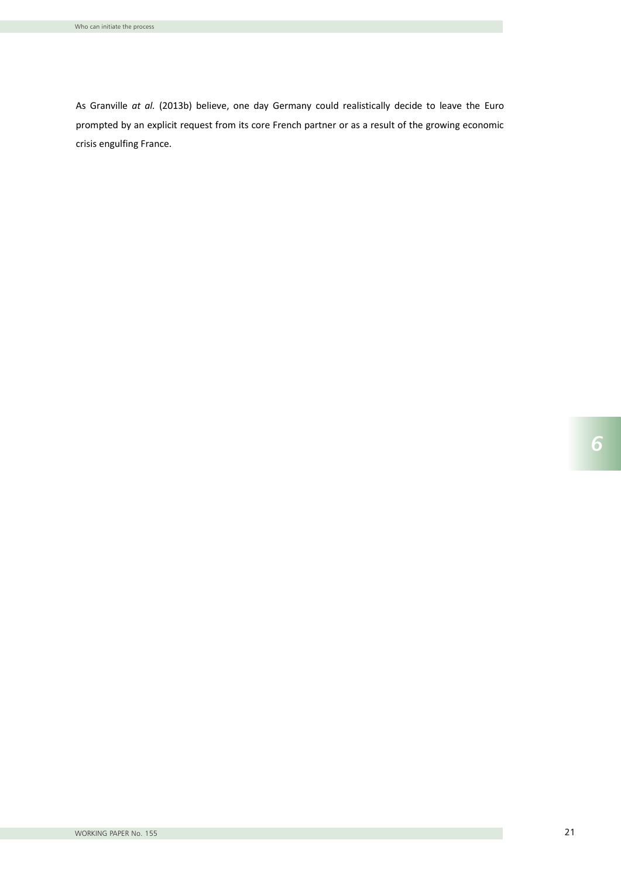As Granville *at al.* (2013b) believe, one day Germany could realistically decide to leave the Euro prompted by an explicit request from its core French partner or as a result of the growing economic crisis engulfing France.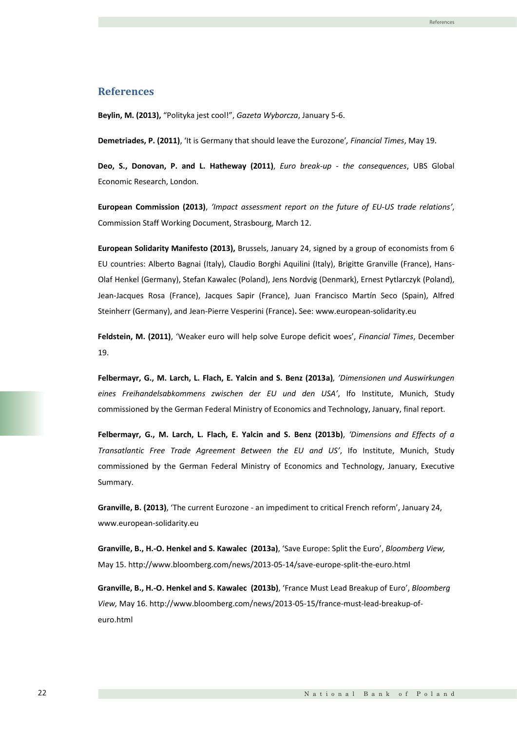## References

**Beylin, M. (2013),** "Polityka jest cool!", *Gazeta Wyborcza*, January 5-6.

**Demetriades, P. (2011)**, 'It is Germany that should leave the Eurozone'*, Financial Times*, May 19.

**Deo, S., Donovan, P. and L. Hatheway (2011)**, *Euro break-up - the consequences*, UBS Global Economic Research, London.

**European Commission (2013)**, *'Impact assessment report on the future of EU-US trade relations'*, Commission Staff Working Document, Strasbourg, March 12.

**European Solidarity Manifesto (2013),** Brussels, January 24, signed by a group of economists from 6 EU countries: Alberto Bagnai (Italy), Claudio Borghi Aquilini (Italy), Brigitte Granville (France), Hans-Olaf Henkel (Germany), Stefan Kawalec (Poland), Jens Nordvig (Denmark), Ernest Pytlarczyk (Poland), Jean-Jacques Rosa (France), Jacques Sapir (France), Juan Francisco Martín Seco (Spain), Alfred Steinherr (Germany), and Jean-Pierre Vesperini (France)**.** See: www.european-solidarity.eu

**Feldstein, M. (2011)**, 'Weaker euro will help solve Europe deficit woes', *Financial Times*, December 19.

**Felbermayr, G., M. Larch, L. Flach, E. Yalcin and S. Benz (2013a)***, 'Dimensionen und Auswirkungen eines Freihandelsabkommens zwischen der EU und den USA'*, Ifo Institute, Munich, Study commissioned by the German Federal Ministry of Economics and Technology, January, final report.

**Felbermayr, G., M. Larch, L. Flach, E. Yalcin and S. Benz (2013b)**, *'Dimensions and Effects of a Transatlantic Free Trade Agreement Between the EU and US'*, Ifo Institute, Munich, Study commissioned by the German Federal Ministry of Economics and Technology, January, Executive Summary.

**Granville, B. (2013)**, 'The current Eurozone - an impediment to critical French reform', January 24, www.european-solidarity.eu

**Granville, B., H.-O. Henkel and S. Kawalec (2013a)**, 'Save Europe: Split the Euro', *Bloomberg View,* May 15. http://www.bloomberg.com/news/2013-05-14/save-europe-split-the-euro.html

**Granville, B., H.-O. Henkel and S. Kawalec (2013b)**, 'France Must Lead Breakup of Euro', *Bloomberg View,* May 16. http://www.bloomberg.com/news/2013-05-15/france-must-lead-breakup-of-euro.html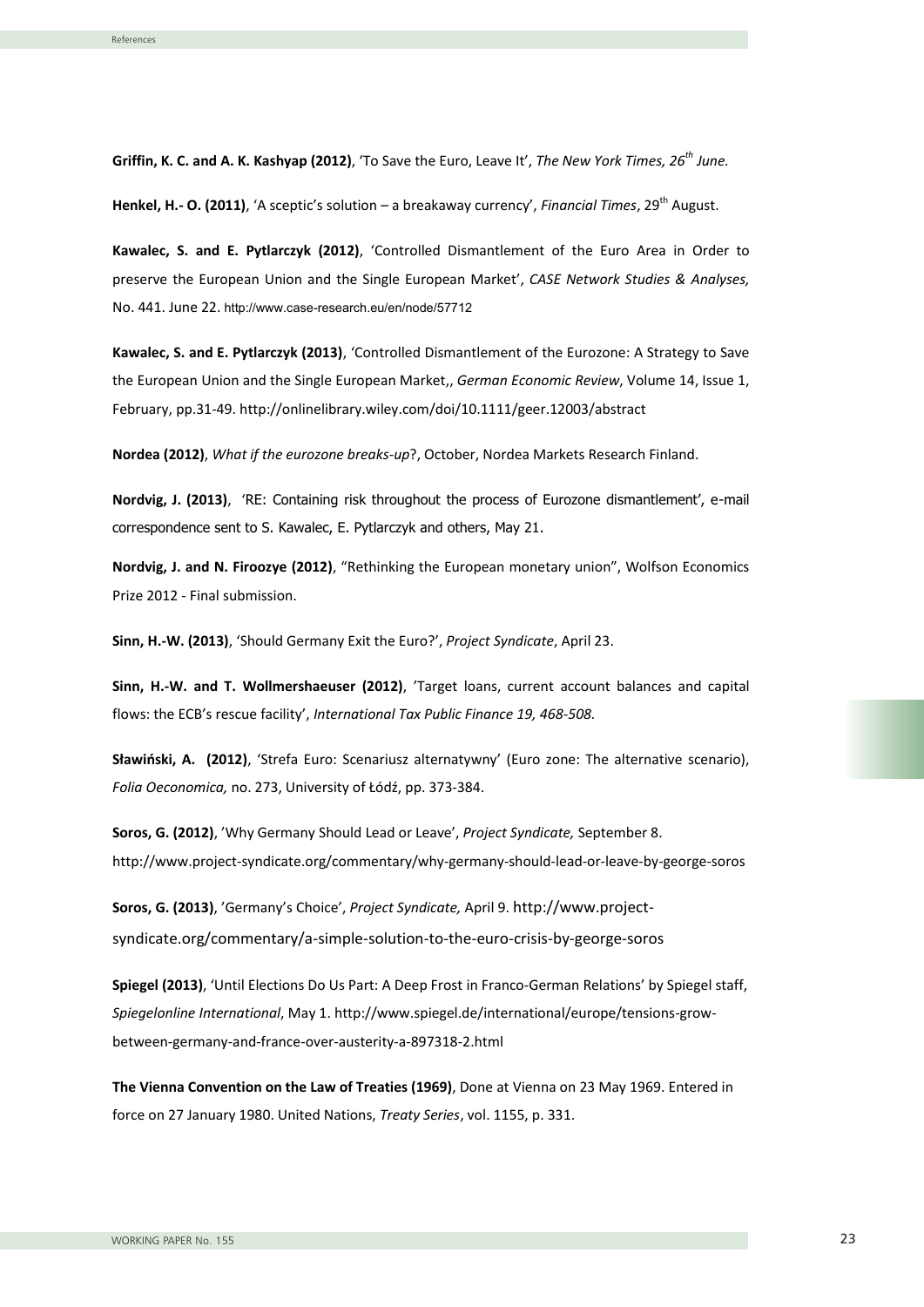**Griffin, K. C. and A. K. Kashyap (2012)**, 'To Save the Euro, Leave It', *The New York Times, 26th June.*

**Henkel, H.- O. (2011)**, 'A sceptic's solution – a breakaway currency', *Financial Times*, 29th August.

**Kawalec, S. and E. Pytlarczyk (2012)**, 'Controlled Dismantlement of the Euro Area in Order to preserve the European Union and the Single European Market', *CASE Network Studies & Analyses,* No. 441. June 22. http://www.case-research.eu/en/node/57712

**Kawalec, S. and E. Pytlarczyk (2013)**, 'Controlled Dismantlement of the Eurozone: A Strategy to Save the European Union and the Single European Market,, *German Economic Review*, Volume 14, Issue 1, February, pp.31-49. http://onlinelibrary.wiley.com/doi/10.1111/geer.12003/abstract

**Nordea (2012)**, *What if the eurozone breaks-up*?, October, Nordea Markets Research Finland.

**Nordvig, J. (2013)**, 'RE: Containing risk throughout the process of Eurozone dismantlement', e-mail correspondence sent to S. Kawalec, E. Pytlarczyk and others, May 21.

**Nordvig, J. and N. Firoozye (2012)**, "Rethinking the European monetary union", Wolfson Economics Prize 2012 - Final submission.

**Sinn, H.-W. (2013)**, 'Should Germany Exit the Euro?', *Project Syndicate*, April 23.

**Sinn, H.-W. and T. Wollmershaeuser (2012)**, 'Target loans, current account balances and capital flows: the ECB's rescue facility', *International Tax Public Finance 19, 468-508.*

**Sławiński, A. (2012)**, 'Strefa Euro: Scenariusz alternatywny' (Euro zone: The alternative scenario), *Folia Oeconomica,* no. 273, University of Łódź, pp. 373-384.

**Soros, G. (2012)**, 'Why Germany Should Lead or Leave', *Project Syndicate,* September 8. http://www.project-syndicate.org/commentary/why-germany-should-lead-or-leave-by-george-soros

**Soros, G. (2013)**, 'Germany's Choice', *Project Syndicate,* April 9. http://www.project-syndicate.org/commentary/a-simple-solution-to-the-euro-crisis-by-george-soros

**Spiegel (2013)**, 'Until Elections Do Us Part: A Deep Frost in Franco-German Relations' by Spiegel staff, *Spiegelonline International*, May 1. http://www.spiegel.de/international/europe/tensions-grow-between-germany-and-france-over-austerity-a-897318-2.html

**The Vienna Convention on the Law of Treaties (1969)**, Done at Vienna on 23 May 1969. Entered in force on 27 January 1980. United Nations, *Treaty Series*, vol. 1155, p. 331.